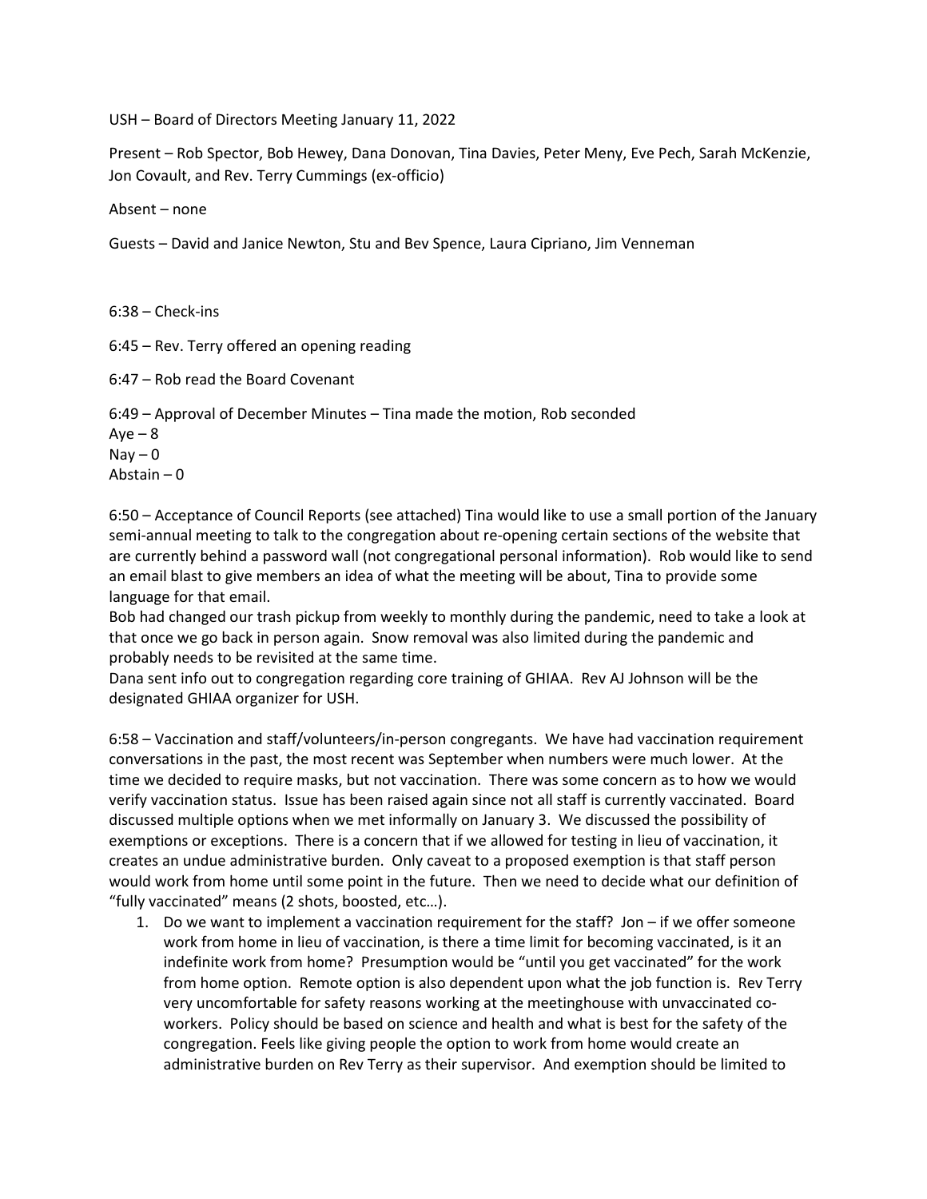USH – Board of Directors Meeting January 11, 2022

Present – Rob Spector, Bob Hewey, Dana Donovan, Tina Davies, Peter Meny, Eve Pech, Sarah McKenzie, Jon Covault, and Rev. Terry Cummings (ex-officio)

Absent – none

Guests – David and Janice Newton, Stu and Bev Spence, Laura Cipriano, Jim Venneman

6:38 – Check-ins

6:45 – Rev. Terry offered an opening reading

6:47 – Rob read the Board Covenant

6:49 – Approval of December Minutes – Tina made the motion, Rob seconded
Aye – 8
Nay – 0
Abstain – 0

6:50 – Acceptance of Council Reports (see attached) Tina would like to use a small portion of the January semi-annual meeting to talk to the congregation about re-opening certain sections of the website that are currently behind a password wall (not congregational personal information). Rob would like to send an email blast to give members an idea of what the meeting will be about, Tina to provide some language for that email.
Bob had changed our trash pickup from weekly to monthly during the pandemic, need to take a look at that once we go back in person again. Snow removal was also limited during the pandemic and probably needs to be revisited at the same time.
Dana sent info out to congregation regarding core training of GHIAA. Rev AJ Johnson will be the designated GHIAA organizer for USH.

6:58 – Vaccination and staff/volunteers/in-person congregants. We have had vaccination requirement conversations in the past, the most recent was September when numbers were much lower. At the time we decided to require masks, but not vaccination. There was some concern as to how we would verify vaccination status. Issue has been raised again since not all staff is currently vaccinated. Board discussed multiple options when we met informally on January 3. We discussed the possibility of exemptions or exceptions. There is a concern that if we allowed for testing in lieu of vaccination, it creates an undue administrative burden. Only caveat to a proposed exemption is that staff person would work from home until some point in the future. Then we need to decide what our definition of "fully vaccinated" means (2 shots, boosted, etc…).

1. Do we want to implement a vaccination requirement for the staff? Jon – if we offer someone work from home in lieu of vaccination, is there a time limit for becoming vaccinated, is it an indefinite work from home? Presumption would be "until you get vaccinated" for the work from home option. Remote option is also dependent upon what the job function is. Rev Terry very uncomfortable for safety reasons working at the meetinghouse with unvaccinated co-workers. Policy should be based on science and health and what is best for the safety of the congregation. Feels like giving people the option to work from home would create an administrative burden on Rev Terry as their supervisor. And exemption should be limited to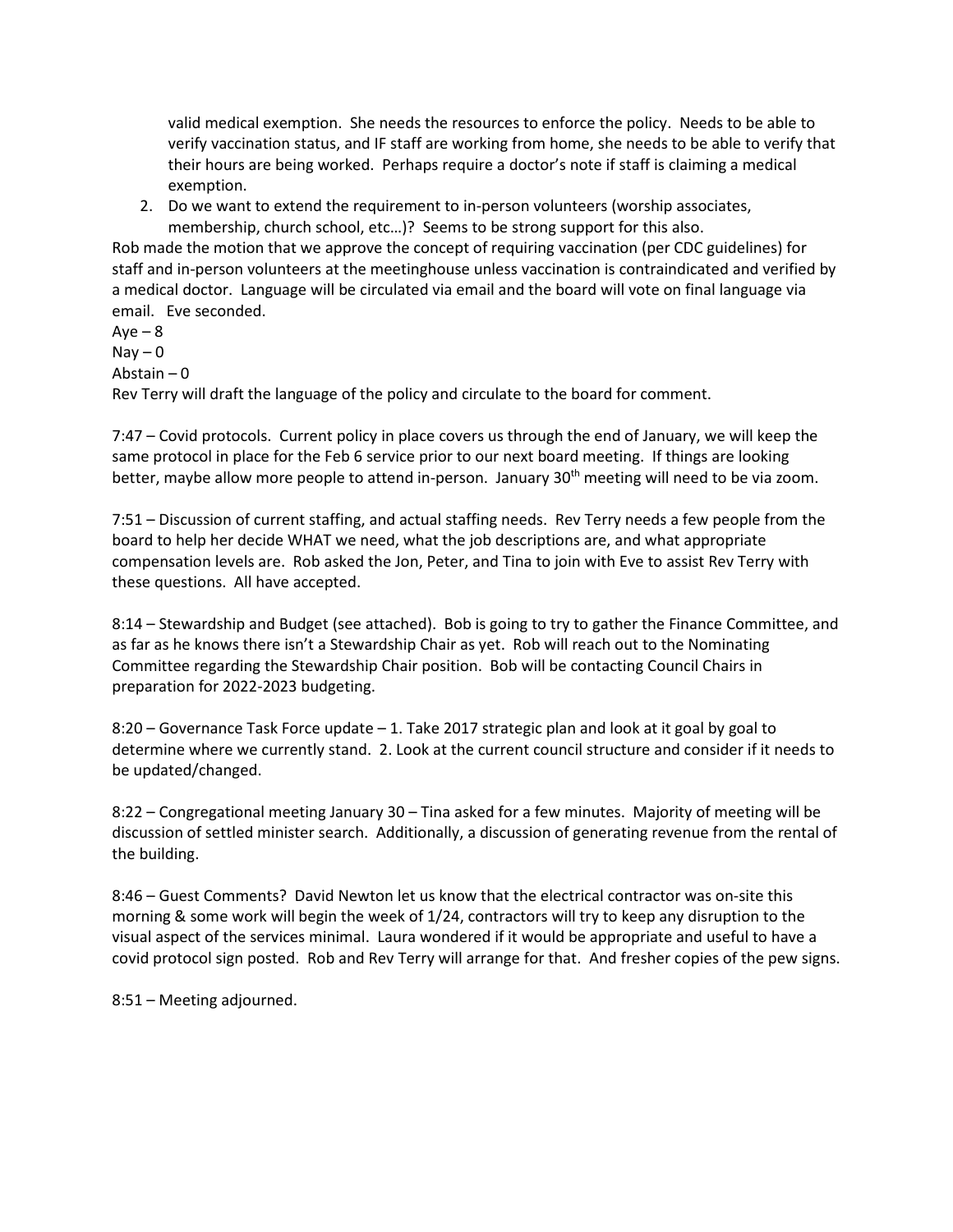valid medical exemption. She needs the resources to enforce the policy. Needs to be able to verify vaccination status, and IF staff are working from home, she needs to be able to verify that their hours are being worked. Perhaps require a doctor's note if staff is claiming a medical exemption.

2. Do we want to extend the requirement to in-person volunteers (worship associates, membership, church school, etc…)? Seems to be strong support for this also.

Rob made the motion that we approve the concept of requiring vaccination (per CDC guidelines) for staff and in-person volunteers at the meetinghouse unless vaccination is contraindicated and verified by a medical doctor. Language will be circulated via email and the board will vote on final language via email. Eve seconded.

Aye – 8
Nay – 0
Abstain – 0

Rev Terry will draft the language of the policy and circulate to the board for comment.

7:47 – Covid protocols. Current policy in place covers us through the end of January, we will keep the same protocol in place for the Feb 6 service prior to our next board meeting. If things are looking better, maybe allow more people to attend in-person. January 30th meeting will need to be via zoom.

7:51 – Discussion of current staffing, and actual staffing needs. Rev Terry needs a few people from the board to help her decide WHAT we need, what the job descriptions are, and what appropriate compensation levels are. Rob asked the Jon, Peter, and Tina to join with Eve to assist Rev Terry with these questions. All have accepted.

8:14 – Stewardship and Budget (see attached). Bob is going to try to gather the Finance Committee, and as far as he knows there isn't a Stewardship Chair as yet. Rob will reach out to the Nominating Committee regarding the Stewardship Chair position. Bob will be contacting Council Chairs in preparation for 2022-2023 budgeting.

8:20 – Governance Task Force update – 1. Take 2017 strategic plan and look at it goal by goal to determine where we currently stand. 2. Look at the current council structure and consider if it needs to be updated/changed.

8:22 – Congregational meeting January 30 – Tina asked for a few minutes. Majority of meeting will be discussion of settled minister search. Additionally, a discussion of generating revenue from the rental of the building.

8:46 – Guest Comments? David Newton let us know that the electrical contractor was on-site this morning & some work will begin the week of 1/24, contractors will try to keep any disruption to the visual aspect of the services minimal. Laura wondered if it would be appropriate and useful to have a covid protocol sign posted. Rob and Rev Terry will arrange for that. And fresher copies of the pew signs.

8:51 – Meeting adjourned.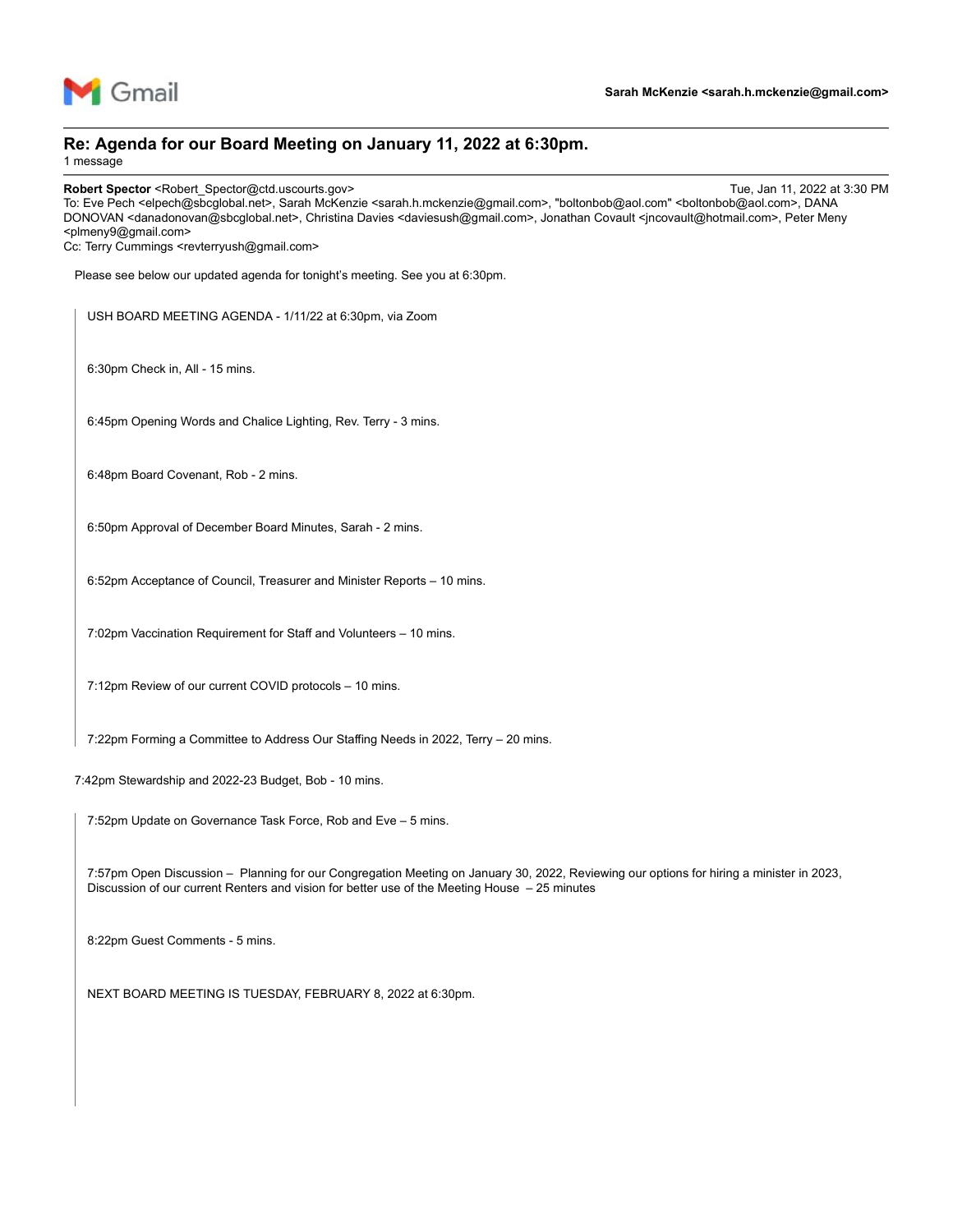Gmail

**Sarah McKenzie <sarah.h.mckenzie@gmail.com>**

# Re: Agenda for our Board Meeting on January 11, 2022 at 6:30pm.

1 message

**Robert Spector** <Robert_Spector@ctd.uscourts.gov> Tue, Jan 11, 2022 at 3:30 PM

To: Eve Pech <elpech@sbcglobal.net>, Sarah McKenzie <sarah.h.mckenzie@gmail.com>, "boltonbob@aol.com" <boltonbob@aol.com>, DANA DONOVAN <danadonovan@sbcglobal.net>, Christina Davies <daviesush@gmail.com>, Jonathan Covault <jncovault@hotmail.com>, Peter Meny <plmeny9@gmail.com>

Cc: Terry Cummings <revterryush@gmail.com>

Please see below our updated agenda for tonight's meeting. See you at 6:30pm.

> USH BOARD MEETING AGENDA - 1/11/22 at 6:30pm, via Zoom
>
> 6:30pm Check in, All - 15 mins.
>
> 6:45pm Opening Words and Chalice Lighting, Rev. Terry - 3 mins.
>
> 6:48pm Board Covenant, Rob - 2 mins.
>
> 6:50pm Approval of December Board Minutes, Sarah - 2 mins.
>
> 6:52pm Acceptance of Council, Treasurer and Minister Reports – 10 mins.
>
> 7:02pm Vaccination Requirement for Staff and Volunteers – 10 mins.
>
> 7:12pm Review of our current COVID protocols – 10 mins.
>
> 7:22pm Forming a Committee to Address Our Staffing Needs in 2022, Terry – 20 mins.

7:42pm Stewardship and 2022-23 Budget, Bob - 10 mins.

> 7:52pm Update on Governance Task Force, Rob and Eve – 5 mins.
>
> 7:57pm Open Discussion – Planning for our Congregation Meeting on January 30, 2022, Reviewing our options for hiring a minister in 2023, Discussion of our current Renters and vision for better use of the Meeting House – 25 minutes
>
> 8:22pm Guest Comments - 5 mins.
>
> NEXT BOARD MEETING IS TUESDAY, FEBRUARY 8, 2022 at 6:30pm.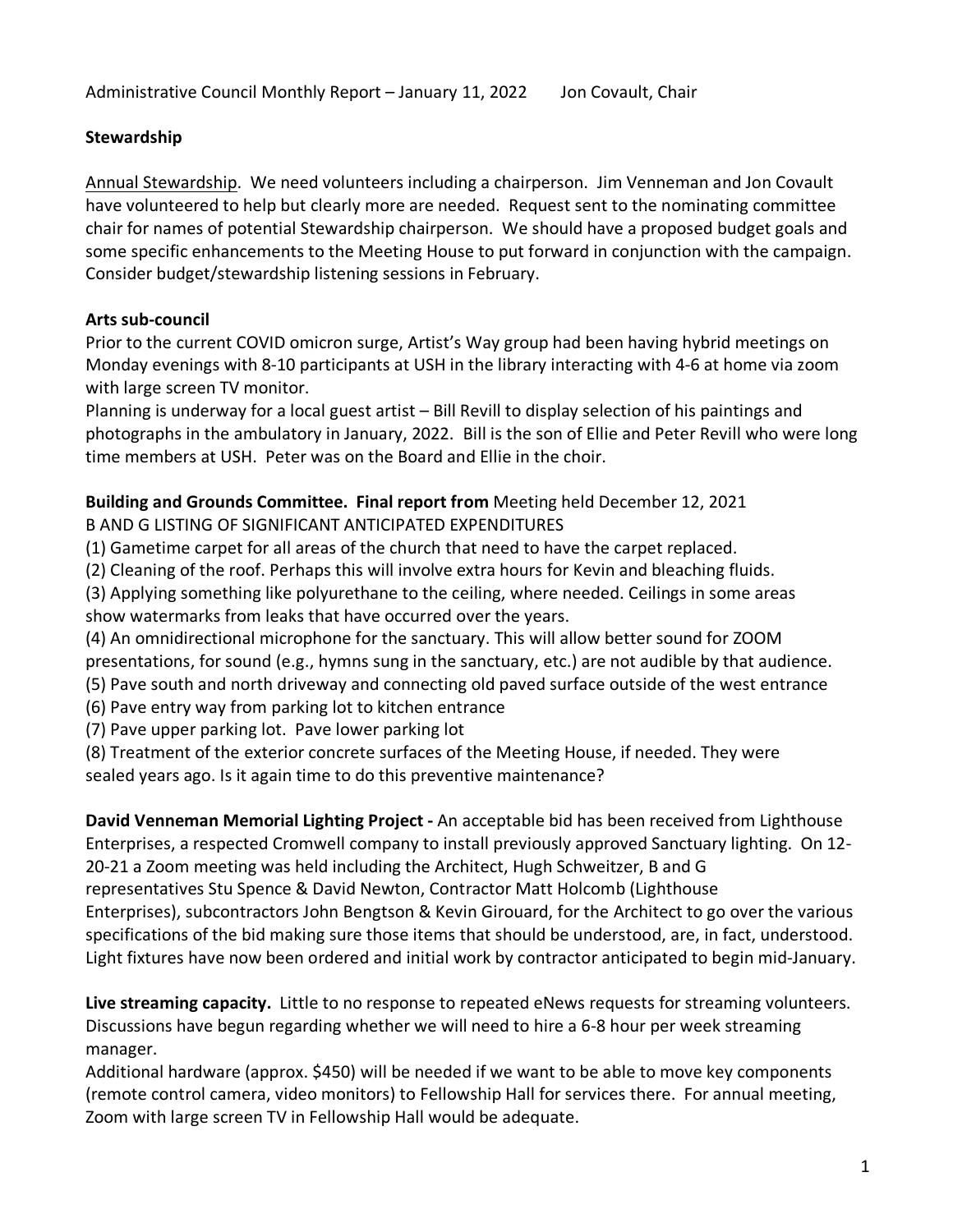Administrative Council Monthly Report – January 11, 2022 Jon Covault, Chair

## Stewardship

Annual Stewardship. We need volunteers including a chairperson. Jim Venneman and Jon Covault have volunteered to help but clearly more are needed. Request sent to the nominating committee chair for names of potential Stewardship chairperson. We should have a proposed budget goals and some specific enhancements to the Meeting House to put forward in conjunction with the campaign. Consider budget/stewardship listening sessions in February.

## Arts sub-council

Prior to the current COVID omicron surge, Artist's Way group had been having hybrid meetings on Monday evenings with 8-10 participants at USH in the library interacting with 4-6 at home via zoom with large screen TV monitor.

Planning is underway for a local guest artist – Bill Revill to display selection of his paintings and photographs in the ambulatory in January, 2022. Bill is the son of Ellie and Peter Revill who were long time members at USH. Peter was on the Board and Ellie in the choir.

**Building and Grounds Committee. Final report from** Meeting held December 12, 2021

B AND G LISTING OF SIGNIFICANT ANTICIPATED EXPENDITURES

(1) Gametime carpet for all areas of the church that need to have the carpet replaced.
(2) Cleaning of the roof. Perhaps this will involve extra hours for Kevin and bleaching fluids.
(3) Applying something like polyurethane to the ceiling, where needed. Ceilings in some areas show watermarks from leaks that have occurred over the years.
(4) An omnidirectional microphone for the sanctuary. This will allow better sound for ZOOM presentations, for sound (e.g., hymns sung in the sanctuary, etc.) are not audible by that audience.
(5) Pave south and north driveway and connecting old paved surface outside of the west entrance
(6) Pave entry way from parking lot to kitchen entrance
(7) Pave upper parking lot. Pave lower parking lot
(8) Treatment of the exterior concrete surfaces of the Meeting House, if needed. They were sealed years ago. Is it again time to do this preventive maintenance?

**David Venneman Memorial Lighting Project -** An acceptable bid has been received from Lighthouse Enterprises, a respected Cromwell company to install previously approved Sanctuary lighting. On 12-20-21 a Zoom meeting was held including the Architect, Hugh Schweitzer, B and G representatives Stu Spence & David Newton, Contractor Matt Holcomb (Lighthouse Enterprises), subcontractors John Bengtson & Kevin Girouard, for the Architect to go over the various specifications of the bid making sure those items that should be understood, are, in fact, understood. Light fixtures have now been ordered and initial work by contractor anticipated to begin mid-January.

**Live streaming capacity.** Little to no response to repeated eNews requests for streaming volunteers. Discussions have begun regarding whether we will need to hire a 6-8 hour per week streaming manager.

Additional hardware (approx. $450) will be needed if we want to be able to move key components (remote control camera, video monitors) to Fellowship Hall for services there. For annual meeting, Zoom with large screen TV in Fellowship Hall would be adequate.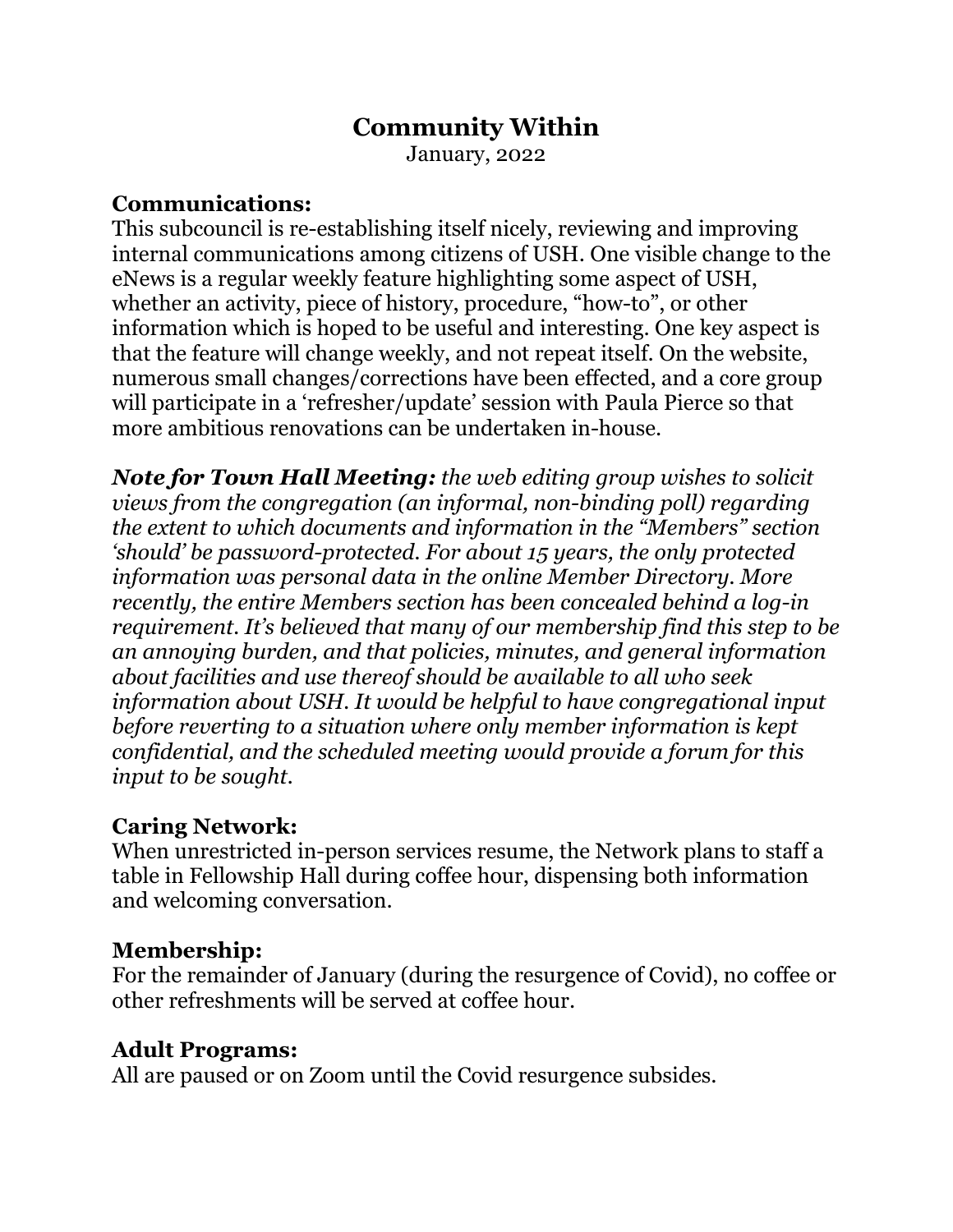# Community Within

January, 2022

## Communications:

This subcouncil is re-establishing itself nicely, reviewing and improving internal communications among citizens of USH. One visible change to the eNews is a regular weekly feature highlighting some aspect of USH, whether an activity, piece of history, procedure, "how-to", or other information which is hoped to be useful and interesting. One key aspect is that the feature will change weekly, and not repeat itself. On the website, numerous small changes/corrections have been effected, and a core group will participate in a 'refresher/update' session with Paula Pierce so that more ambitious renovations can be undertaken in-house.

***Note for Town Hall Meeting:*** *the web editing group wishes to solicit views from the congregation (an informal, non-binding poll) regarding the extent to which documents and information in the "Members" section 'should' be password-protected. For about 15 years, the only protected information was personal data in the online Member Directory. More recently, the entire Members section has been concealed behind a log-in requirement. It's believed that many of our membership find this step to be an annoying burden, and that policies, minutes, and general information about facilities and use thereof should be available to all who seek information about USH. It would be helpful to have congregational input before reverting to a situation where only member information is kept confidential, and the scheduled meeting would provide a forum for this input to be sought.*

## Caring Network:

When unrestricted in-person services resume, the Network plans to staff a table in Fellowship Hall during coffee hour, dispensing both information and welcoming conversation.

## Membership:

For the remainder of January (during the resurgence of Covid), no coffee or other refreshments will be served at coffee hour.

## Adult Programs:

All are paused or on Zoom until the Covid resurgence subsides.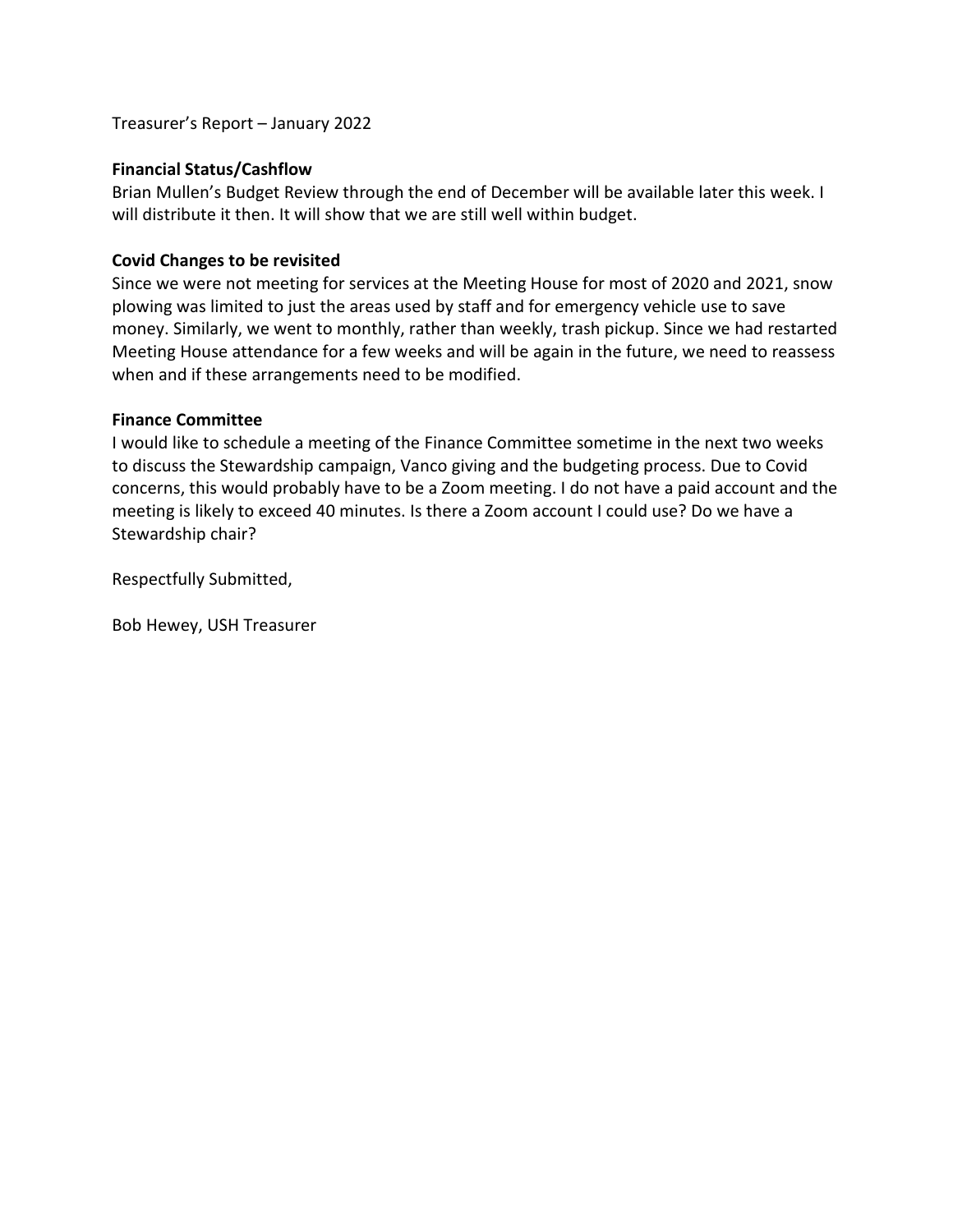Treasurer's Report – January 2022

**Financial Status/Cashflow**

Brian Mullen's Budget Review through the end of December will be available later this week. I will distribute it then. It will show that we are still well within budget.

**Covid Changes to be revisited**

Since we were not meeting for services at the Meeting House for most of 2020 and 2021, snow plowing was limited to just the areas used by staff and for emergency vehicle use to save money. Similarly, we went to monthly, rather than weekly, trash pickup. Since we had restarted Meeting House attendance for a few weeks and will be again in the future, we need to reassess when and if these arrangements need to be modified.

**Finance Committee**

I would like to schedule a meeting of the Finance Committee sometime in the next two weeks to discuss the Stewardship campaign, Vanco giving and the budgeting process. Due to Covid concerns, this would probably have to be a Zoom meeting. I do not have a paid account and the meeting is likely to exceed 40 minutes. Is there a Zoom account I could use? Do we have a Stewardship chair?

Respectfully Submitted,

Bob Hewey, USH Treasurer